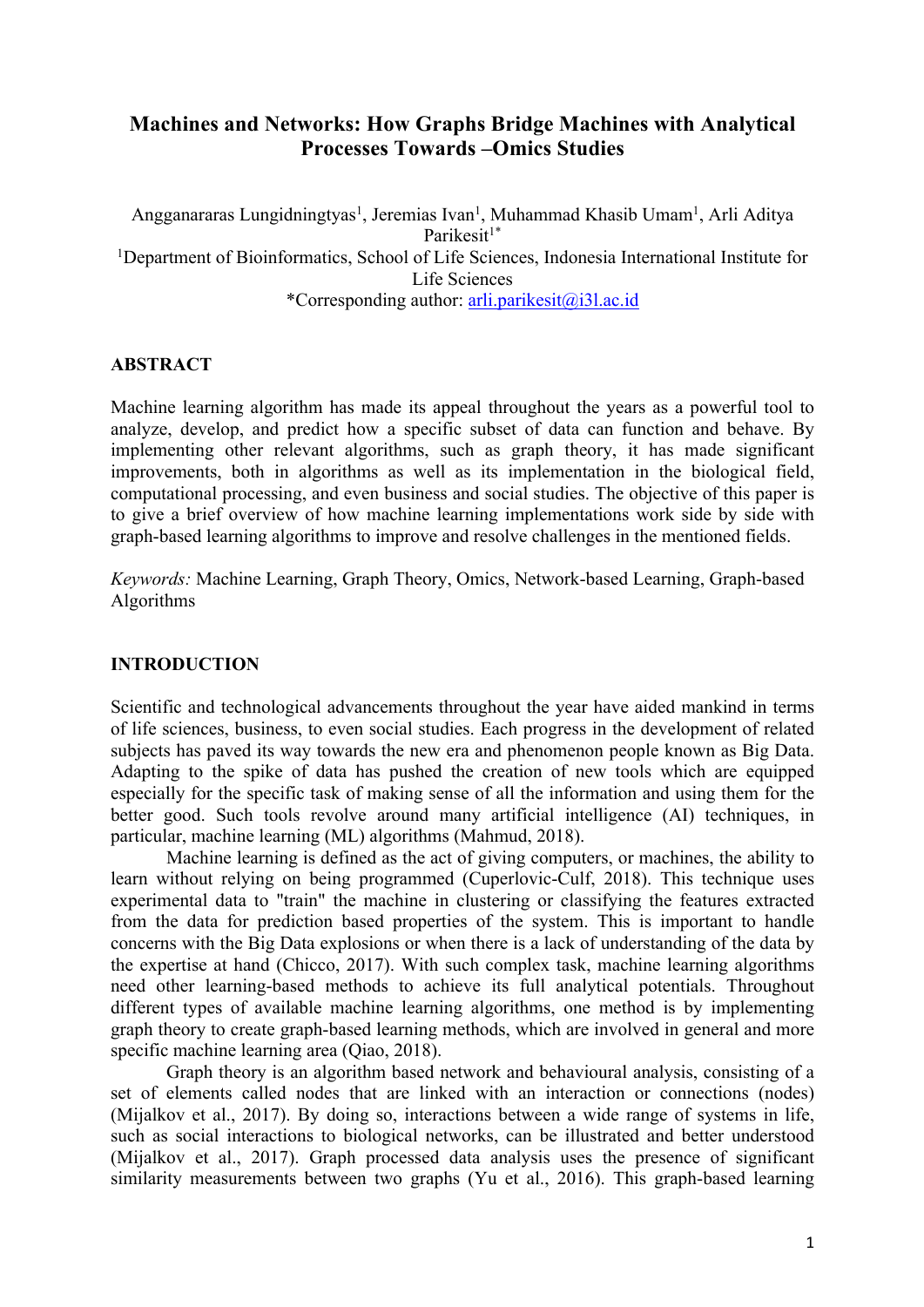# Machines and Networks: How Graphs Bridge Machines with Analytical Processes Towards –Omics Studies

Angganararas Lungidningtyas[1], Jeremias Ivan[1], Muhammad Khasib Umam[1], Arli Aditya Parikesit[1*]

[1]Department of Bioinformatics, School of Life Sciences, Indonesia International Institute for Life Sciences

*Corresponding author: arli.parikesit@i3l.ac.id

## ABSTRACT

Machine learning algorithm has made its appeal throughout the years as a powerful tool to analyze, develop, and predict how a specific subset of data can function and behave. By implementing other relevant algorithms, such as graph theory, it has made significant improvements, both in algorithms as well as its implementation in the biological field, computational processing, and even business and social studies. The objective of this paper is to give a brief overview of how machine learning implementations work side by side with graph-based learning algorithms to improve and resolve challenges in the mentioned fields.

*Keywords:* Machine Learning, Graph Theory, Omics, Network-based Learning, Graph-based Algorithms

## INTRODUCTION

Scientific and technological advancements throughout the year have aided mankind in terms of life sciences, business, to even social studies. Each progress in the development of related subjects has paved its way towards the new era and phenomenon people known as Big Data. Adapting to the spike of data has pushed the creation of new tools which are equipped especially for the specific task of making sense of all the information and using them for the better good. Such tools revolve around many artificial intelligence (AI) techniques, in particular, machine learning (ML) algorithms (Mahmud, 2018).

Machine learning is defined as the act of giving computers, or machines, the ability to learn without relying on being programmed (Cuperlovic-Culf, 2018). This technique uses experimental data to "train" the machine in clustering or classifying the features extracted from the data for prediction based properties of the system. This is important to handle concerns with the Big Data explosions or when there is a lack of understanding of the data by the expertise at hand (Chicco, 2017). With such complex task, machine learning algorithms need other learning-based methods to achieve its full analytical potentials. Throughout different types of available machine learning algorithms, one method is by implementing graph theory to create graph-based learning methods, which are involved in general and more specific machine learning area (Qiao, 2018).

Graph theory is an algorithm based network and behavioural analysis, consisting of a set of elements called nodes that are linked with an interaction or connections (nodes) (Mijalkov et al., 2017). By doing so, interactions between a wide range of systems in life, such as social interactions to biological networks, can be illustrated and better understood (Mijalkov et al., 2017). Graph processed data analysis uses the presence of significant similarity measurements between two graphs (Yu et al., 2016). This graph-based learning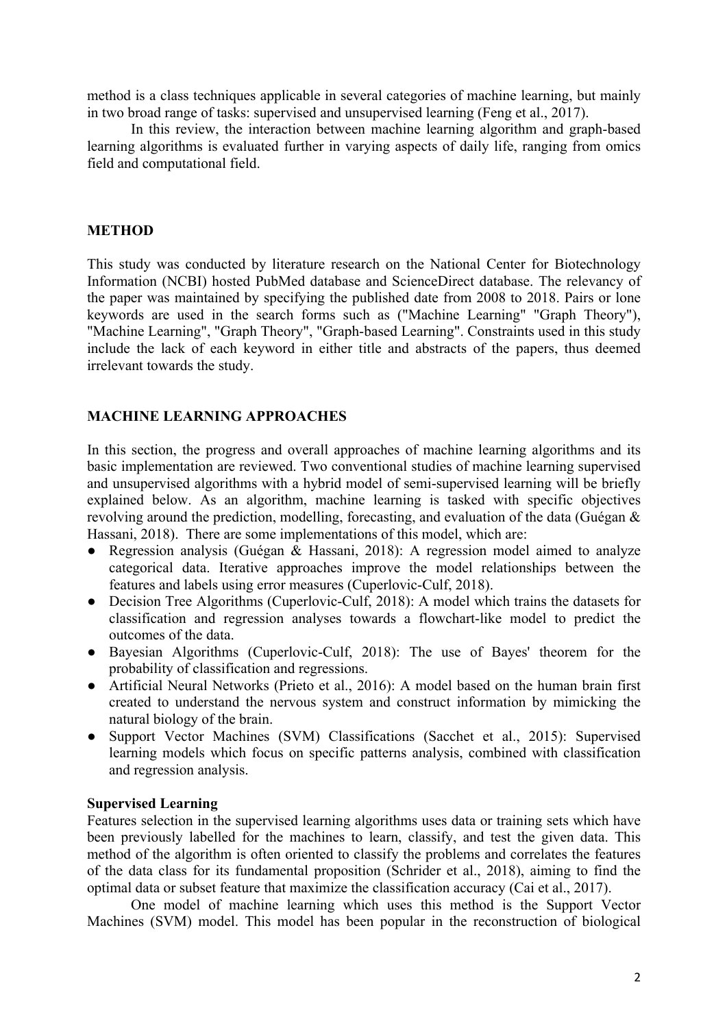method is a class techniques applicable in several categories of machine learning, but mainly in two broad range of tasks: supervised and unsupervised learning (Feng et al., 2017).

In this review, the interaction between machine learning algorithm and graph-based learning algorithms is evaluated further in varying aspects of daily life, ranging from omics field and computational field.

## METHOD

This study was conducted by literature research on the National Center for Biotechnology Information (NCBI) hosted PubMed database and ScienceDirect database. The relevancy of the paper was maintained by specifying the published date from 2008 to 2018. Pairs or lone keywords are used in the search forms such as ("Machine Learning" "Graph Theory"), "Machine Learning", "Graph Theory", "Graph-based Learning". Constraints used in this study include the lack of each keyword in either title and abstracts of the papers, thus deemed irrelevant towards the study.

## MACHINE LEARNING APPROACHES

In this section, the progress and overall approaches of machine learning algorithms and its basic implementation are reviewed. Two conventional studies of machine learning supervised and unsupervised algorithms with a hybrid model of semi-supervised learning will be briefly explained below. As an algorithm, machine learning is tasked with specific objectives revolving around the prediction, modelling, forecasting, and evaluation of the data (Guégan & Hassani, 2018). There are some implementations of this model, which are:

- Regression analysis (Guégan & Hassani, 2018): A regression model aimed to analyze categorical data. Iterative approaches improve the model relationships between the features and labels using error measures (Cuperlovic-Culf, 2018).
- Decision Tree Algorithms (Cuperlovic-Culf, 2018): A model which trains the datasets for classification and regression analyses towards a flowchart-like model to predict the outcomes of the data.
- Bayesian Algorithms (Cuperlovic-Culf, 2018): The use of Bayes' theorem for the probability of classification and regressions.
- Artificial Neural Networks (Prieto et al., 2016): A model based on the human brain first created to understand the nervous system and construct information by mimicking the natural biology of the brain.
- Support Vector Machines (SVM) Classifications (Sacchet et al., 2015): Supervised learning models which focus on specific patterns analysis, combined with classification and regression analysis.

### Supervised Learning

Features selection in the supervised learning algorithms uses data or training sets which have been previously labelled for the machines to learn, classify, and test the given data. This method of the algorithm is often oriented to classify the problems and correlates the features of the data class for its fundamental proposition (Schrider et al., 2018), aiming to find the optimal data or subset feature that maximize the classification accuracy (Cai et al., 2017).

One model of machine learning which uses this method is the Support Vector Machines (SVM) model. This model has been popular in the reconstruction of biological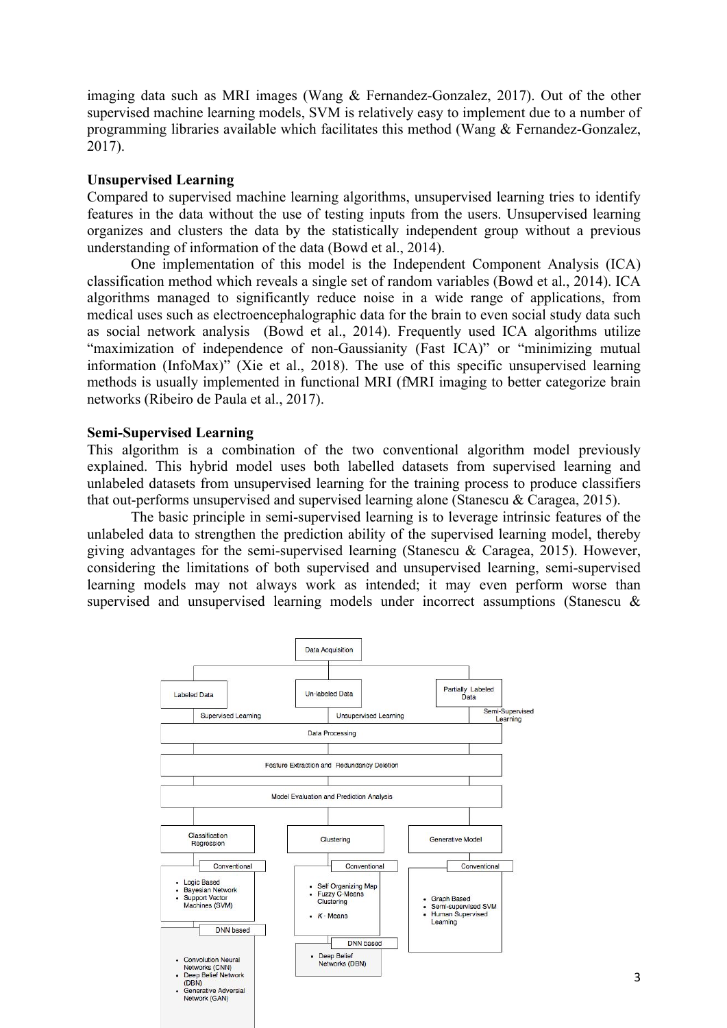imaging data such as MRI images (Wang & Fernandez-Gonzalez, 2017). Out of the other supervised machine learning models, SVM is relatively easy to implement due to a number of programming libraries available which facilitates this method (Wang & Fernandez-Gonzalez, 2017).

**Unsupervised Learning**

Compared to supervised machine learning algorithms, unsupervised learning tries to identify features in the data without the use of testing inputs from the users. Unsupervised learning organizes and clusters the data by the statistically independent group without a previous understanding of information of the data (Bowd et al., 2014).

One implementation of this model is the Independent Component Analysis (ICA) classification method which reveals a single set of random variables (Bowd et al., 2014). ICA algorithms managed to significantly reduce noise in a wide range of applications, from medical uses such as electroencephalographic data for the brain to even social study data such as social network analysis (Bowd et al., 2014). Frequently used ICA algorithms utilize "maximization of independence of non-Gaussianity (Fast ICA)" or "minimizing mutual information (InfoMax)" (Xie et al., 2018). The use of this specific unsupervised learning methods is usually implemented in functional MRI (fMRI imaging to better categorize brain networks (Ribeiro de Paula et al., 2017).

**Semi-Supervised Learning**

This algorithm is a combination of the two conventional algorithm model previously explained. This hybrid model uses both labelled datasets from supervised learning and unlabeled datasets from unsupervised learning for the training process to produce classifiers that out-performs unsupervised and supervised learning alone (Stanescu & Caragea, 2015).

The basic principle in semi-supervised learning is to leverage intrinsic features of the unlabeled data to strengthen the prediction ability of the supervised learning model, thereby giving advantages for the semi-supervised learning (Stanescu & Caragea, 2015). However, considering the limitations of both supervised and unsupervised learning, semi-supervised learning models may not always work as intended; it may even perform worse than supervised and unsupervised learning models under incorrect assumptions (Stanescu &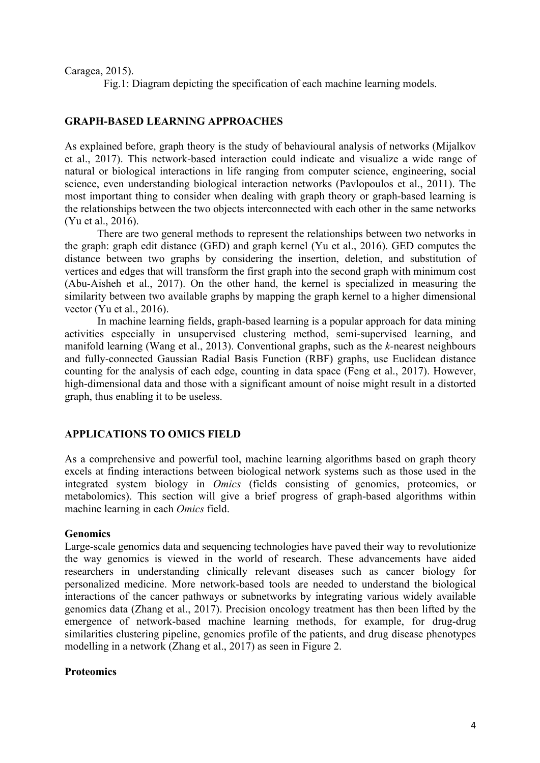Caragea, 2015).

Fig.1: Diagram depicting the specification of each machine learning models.

## GRAPH-BASED LEARNING APPROACHES

As explained before, graph theory is the study of behavioural analysis of networks (Mijalkov et al., 2017). This network-based interaction could indicate and visualize a wide range of natural or biological interactions in life ranging from computer science, engineering, social science, even understanding biological interaction networks (Pavlopoulos et al., 2011). The most important thing to consider when dealing with graph theory or graph-based learning is the relationships between the two objects interconnected with each other in the same networks (Yu et al., 2016).

There are two general methods to represent the relationships between two networks in the graph: graph edit distance (GED) and graph kernel (Yu et al., 2016). GED computes the distance between two graphs by considering the insertion, deletion, and substitution of vertices and edges that will transform the first graph into the second graph with minimum cost (Abu-Aisheh et al., 2017). On the other hand, the kernel is specialized in measuring the similarity between two available graphs by mapping the graph kernel to a higher dimensional vector (Yu et al., 2016).

In machine learning fields, graph-based learning is a popular approach for data mining activities especially in unsupervised clustering method, semi-supervised learning, and manifold learning (Wang et al., 2013). Conventional graphs, such as the *k*-nearest neighbours and fully-connected Gaussian Radial Basis Function (RBF) graphs, use Euclidean distance counting for the analysis of each edge, counting in data space (Feng et al., 2017). However, high-dimensional data and those with a significant amount of noise might result in a distorted graph, thus enabling it to be useless.

## APPLICATIONS TO OMICS FIELD

As a comprehensive and powerful tool, machine learning algorithms based on graph theory excels at finding interactions between biological network systems such as those used in the integrated system biology in *Omics* (fields consisting of genomics, proteomics, or metabolomics). This section will give a brief progress of graph-based algorithms within machine learning in each *Omics* field.

### Genomics

Large-scale genomics data and sequencing technologies have paved their way to revolutionize the way genomics is viewed in the world of research. These advancements have aided researchers in understanding clinically relevant diseases such as cancer biology for personalized medicine. More network-based tools are needed to understand the biological interactions of the cancer pathways or subnetworks by integrating various widely available genomics data (Zhang et al., 2017). Precision oncology treatment has then been lifted by the emergence of network-based machine learning methods, for example, for drug-drug similarities clustering pipeline, genomics profile of the patients, and drug disease phenotypes modelling in a network (Zhang et al., 2017) as seen in Figure 2.

### Proteomics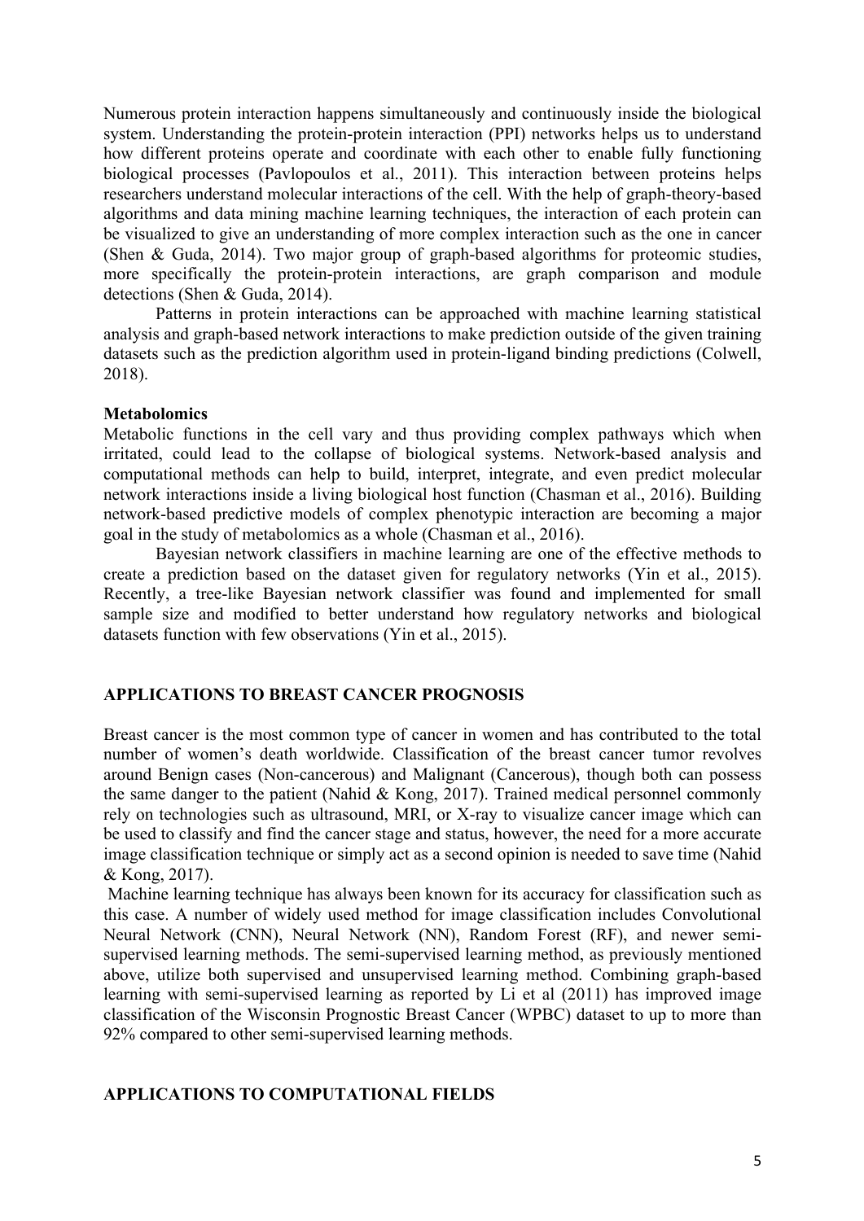Numerous protein interaction happens simultaneously and continuously inside the biological system. Understanding the protein-protein interaction (PPI) networks helps us to understand how different proteins operate and coordinate with each other to enable fully functioning biological processes (Pavlopoulos et al., 2011). This interaction between proteins helps researchers understand molecular interactions of the cell. With the help of graph-theory-based algorithms and data mining machine learning techniques, the interaction of each protein can be visualized to give an understanding of more complex interaction such as the one in cancer (Shen & Guda, 2014). Two major group of graph-based algorithms for proteomic studies, more specifically the protein-protein interactions, are graph comparison and module detections (Shen & Guda, 2014).

Patterns in protein interactions can be approached with machine learning statistical analysis and graph-based network interactions to make prediction outside of the given training datasets such as the prediction algorithm used in protein-ligand binding predictions (Colwell, 2018).

**Metabolomics**

Metabolic functions in the cell vary and thus providing complex pathways which when irritated, could lead to the collapse of biological systems. Network-based analysis and computational methods can help to build, interpret, integrate, and even predict molecular network interactions inside a living biological host function (Chasman et al., 2016). Building network-based predictive models of complex phenotypic interaction are becoming a major goal in the study of metabolomics as a whole (Chasman et al., 2016).

Bayesian network classifiers in machine learning are one of the effective methods to create a prediction based on the dataset given for regulatory networks (Yin et al., 2015). Recently, a tree-like Bayesian network classifier was found and implemented for small sample size and modified to better understand how regulatory networks and biological datasets function with few observations (Yin et al., 2015).

## APPLICATIONS TO BREAST CANCER PROGNOSIS

Breast cancer is the most common type of cancer in women and has contributed to the total number of women's death worldwide. Classification of the breast cancer tumor revolves around Benign cases (Non-cancerous) and Malignant (Cancerous), though both can possess the same danger to the patient (Nahid & Kong, 2017). Trained medical personnel commonly rely on technologies such as ultrasound, MRI, or X-ray to visualize cancer image which can be used to classify and find the cancer stage and status, however, the need for a more accurate image classification technique or simply act as a second opinion is needed to save time (Nahid & Kong, 2017).

Machine learning technique has always been known for its accuracy for classification such as this case. A number of widely used method for image classification includes Convolutional Neural Network (CNN), Neural Network (NN), Random Forest (RF), and newer semi-supervised learning methods. The semi-supervised learning method, as previously mentioned above, utilize both supervised and unsupervised learning method. Combining graph-based learning with semi-supervised learning as reported by Li et al (2011) has improved image classification of the Wisconsin Prognostic Breast Cancer (WPBC) dataset to up to more than 92% compared to other semi-supervised learning methods.

## APPLICATIONS TO COMPUTATIONAL FIELDS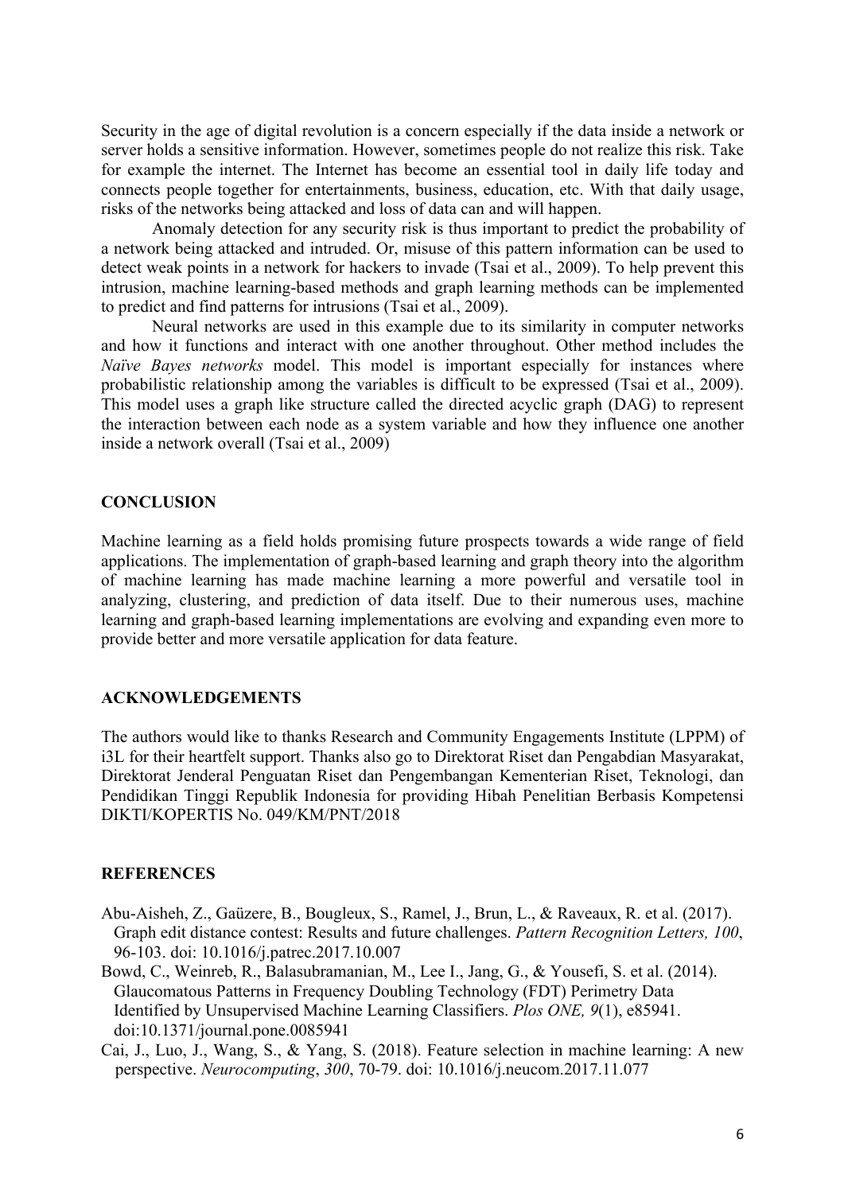Security in the age of digital revolution is a concern especially if the data inside a network or server holds a sensitive information. However, sometimes people do not realize this risk. Take for example the internet. The Internet has become an essential tool in daily life today and connects people together for entertainments, business, education, etc. With that daily usage, risks of the networks being attacked and loss of data can and will happen.

Anomaly detection for any security risk is thus important to predict the probability of a network being attacked and intruded. Or, misuse of this pattern information can be used to detect weak points in a network for hackers to invade (Tsai et al., 2009). To help prevent this intrusion, machine learning-based methods and graph learning methods can be implemented to predict and find patterns for intrusions (Tsai et al., 2009).

Neural networks are used in this example due to its similarity in computer networks and how it functions and interact with one another throughout. Other method includes the *Naïve Bayes networks* model. This model is important especially for instances where probabilistic relationship among the variables is difficult to be expressed (Tsai et al., 2009). This model uses a graph like structure called the directed acyclic graph (DAG) to represent the interaction between each node as a system variable and how they influence one another inside a network overall (Tsai et al., 2009)

## CONCLUSION

Machine learning as a field holds promising future prospects towards a wide range of field applications. The implementation of graph-based learning and graph theory into the algorithm of machine learning has made machine learning a more powerful and versatile tool in analyzing, clustering, and prediction of data itself. Due to their numerous uses, machine learning and graph-based learning implementations are evolving and expanding even more to provide better and more versatile application for data feature.

## ACKNOWLEDGEMENTS

The authors would like to thanks Research and Community Engagements Institute (LPPM) of i3L for their heartfelt support. Thanks also go to Direktorat Riset dan Pengabdian Masyarakat, Direktorat Jenderal Penguatan Riset dan Pengembangan Kementerian Riset, Teknologi, dan Pendidikan Tinggi Republik Indonesia for providing Hibah Penelitian Berbasis Kompetensi DIKTI/KOPERTIS No. 049/KM/PNT/2018

## REFERENCES

Abu-Aisheh, Z., Gaüzere, B., Bougleux, S., Ramel, J., Brun, L., & Raveaux, R. et al. (2017). Graph edit distance contest: Results and future challenges. *Pattern Recognition Letters, 100*, 96-103. doi: 10.1016/j.patrec.2017.10.007

Bowd, C., Weinreb, R., Balasubramanian, M., Lee I., Jang, G., & Yousefi, S. et al. (2014). Glaucomatous Patterns in Frequency Doubling Technology (FDT) Perimetry Data Identified by Unsupervised Machine Learning Classifiers. *Plos ONE, 9*(1), e85941. doi:10.1371/journal.pone.0085941

Cai, J., Luo, J., Wang, S., & Yang, S. (2018). Feature selection in machine learning: A new perspective. *Neurocomputing*, *300*, 70-79. doi: 10.1016/j.neucom.2017.11.077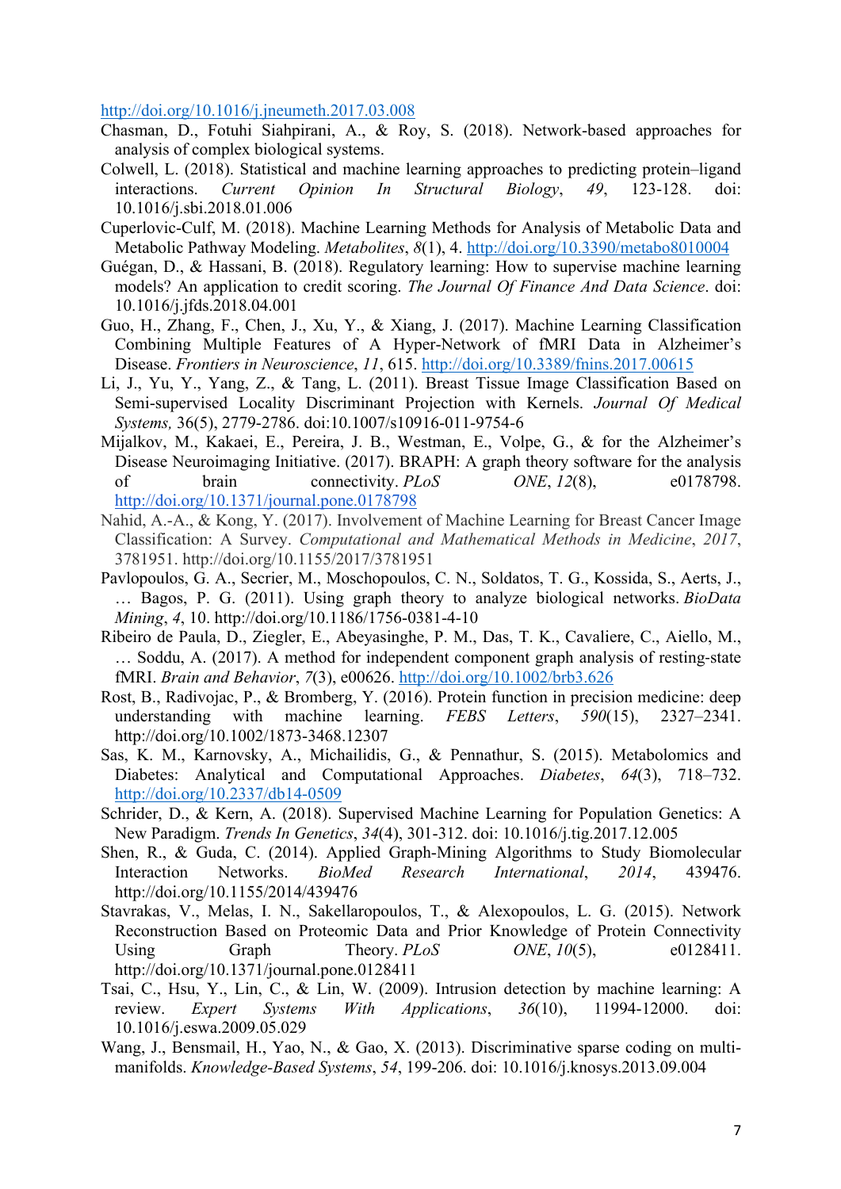http://doi.org/10.1016/j.jneumeth.2017.03.008

Chasman, D., Fotuhi Siahpirani, A., & Roy, S. (2018). Network-based approaches for analysis of complex biological systems.

Colwell, L. (2018). Statistical and machine learning approaches to predicting protein–ligand interactions. *Current Opinion In Structural Biology*, *49*, 123-128. doi: 10.1016/j.sbi.2018.01.006

Cuperlovic-Culf, M. (2018). Machine Learning Methods for Analysis of Metabolic Data and Metabolic Pathway Modeling. *Metabolites*, *8*(1), 4. http://doi.org/10.3390/metabo8010004

Guégan, D., & Hassani, B. (2018). Regulatory learning: How to supervise machine learning models? An application to credit scoring. *The Journal Of Finance And Data Science*. doi: 10.1016/j.jfds.2018.04.001

Guo, H., Zhang, F., Chen, J., Xu, Y., & Xiang, J. (2017). Machine Learning Classification Combining Multiple Features of A Hyper-Network of fMRI Data in Alzheimer's Disease. *Frontiers in Neuroscience*, *11*, 615. http://doi.org/10.3389/fnins.2017.00615

Li, J., Yu, Y., Yang, Z., & Tang, L. (2011). Breast Tissue Image Classification Based on Semi-supervised Locality Discriminant Projection with Kernels. *Journal Of Medical Systems,* 36(5), 2779-2786. doi:10.1007/s10916-011-9754-6

Mijalkov, M., Kakaei, E., Pereira, J. B., Westman, E., Volpe, G., & for the Alzheimer's Disease Neuroimaging Initiative. (2017). BRAPH: A graph theory software for the analysis of brain connectivity. *PLoS ONE*, *12*(8), e0178798. http://doi.org/10.1371/journal.pone.0178798

Nahid, A.-A., & Kong, Y. (2017). Involvement of Machine Learning for Breast Cancer Image Classification: A Survey. *Computational and Mathematical Methods in Medicine*, *2017*, 3781951. http://doi.org/10.1155/2017/3781951

Pavlopoulos, G. A., Secrier, M., Moschopoulos, C. N., Soldatos, T. G., Kossida, S., Aerts, J., … Bagos, P. G. (2011). Using graph theory to analyze biological networks. *BioData Mining*, *4*, 10. http://doi.org/10.1186/1756-0381-4-10

Ribeiro de Paula, D., Ziegler, E., Abeyasinghe, P. M., Das, T. K., Cavaliere, C., Aiello, M., … Soddu, A. (2017). A method for independent component graph analysis of resting-state fMRI. *Brain and Behavior*, *7*(3), e00626. http://doi.org/10.1002/brb3.626

Rost, B., Radivojac, P., & Bromberg, Y. (2016). Protein function in precision medicine: deep understanding with machine learning. *FEBS Letters*, *590*(15), 2327–2341. http://doi.org/10.1002/1873-3468.12307

Sas, K. M., Karnovsky, A., Michailidis, G., & Pennathur, S. (2015). Metabolomics and Diabetes: Analytical and Computational Approaches. *Diabetes*, *64*(3), 718–732. http://doi.org/10.2337/db14-0509

Schrider, D., & Kern, A. (2018). Supervised Machine Learning for Population Genetics: A New Paradigm. *Trends In Genetics*, *34*(4), 301-312. doi: 10.1016/j.tig.2017.12.005

Shen, R., & Guda, C. (2014). Applied Graph-Mining Algorithms to Study Biomolecular Interaction Networks. *BioMed Research International*, *2014*, 439476. http://doi.org/10.1155/2014/439476

Stavrakas, V., Melas, I. N., Sakellaropoulos, T., & Alexopoulos, L. G. (2015). Network Reconstruction Based on Proteomic Data and Prior Knowledge of Protein Connectivity Using Graph Theory. *PLoS ONE*, *10*(5), e0128411. http://doi.org/10.1371/journal.pone.0128411

Tsai, C., Hsu, Y., Lin, C., & Lin, W. (2009). Intrusion detection by machine learning: A review. *Expert Systems With Applications*, *36*(10), 11994-12000. doi: 10.1016/j.eswa.2009.05.029

Wang, J., Bensmail, H., Yao, N., & Gao, X. (2013). Discriminative sparse coding on multi-manifolds. *Knowledge-Based Systems*, *54*, 199-206. doi: 10.1016/j.knosys.2013.09.004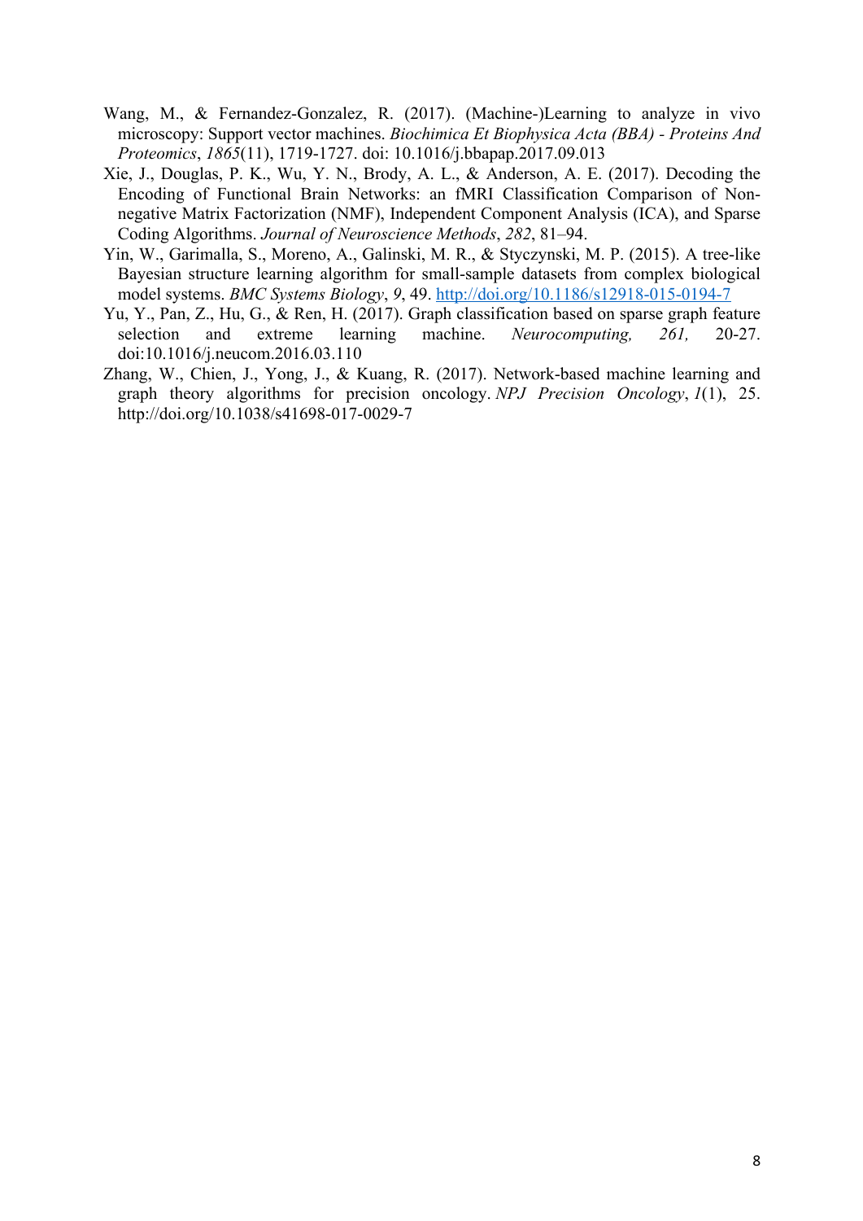Wang, M., & Fernandez-Gonzalez, R. (2017). (Machine-)Learning to analyze in vivo microscopy: Support vector machines. *Biochimica Et Biophysica Acta (BBA) - Proteins And Proteomics*, *1865*(11), 1719-1727. doi: 10.1016/j.bbapap.2017.09.013

Xie, J., Douglas, P. K., Wu, Y. N., Brody, A. L., & Anderson, A. E. (2017). Decoding the Encoding of Functional Brain Networks: an fMRI Classification Comparison of Non-negative Matrix Factorization (NMF), Independent Component Analysis (ICA), and Sparse Coding Algorithms. *Journal of Neuroscience Methods*, *282*, 81–94.

Yin, W., Garimalla, S., Moreno, A., Galinski, M. R., & Styczynski, M. P. (2015). A tree-like Bayesian structure learning algorithm for small-sample datasets from complex biological model systems. *BMC Systems Biology*, *9*, 49. http://doi.org/10.1186/s12918-015-0194-7

Yu, Y., Pan, Z., Hu, G., & Ren, H. (2017). Graph classification based on sparse graph feature selection and extreme learning machine. *Neurocomputing, 261,* 20-27. doi:10.1016/j.neucom.2016.03.110

Zhang, W., Chien, J., Yong, J., & Kuang, R. (2017). Network-based machine learning and graph theory algorithms for precision oncology. *NPJ Precision Oncology*, *1*(1), 25. http://doi.org/10.1038/s41698-017-0029-7